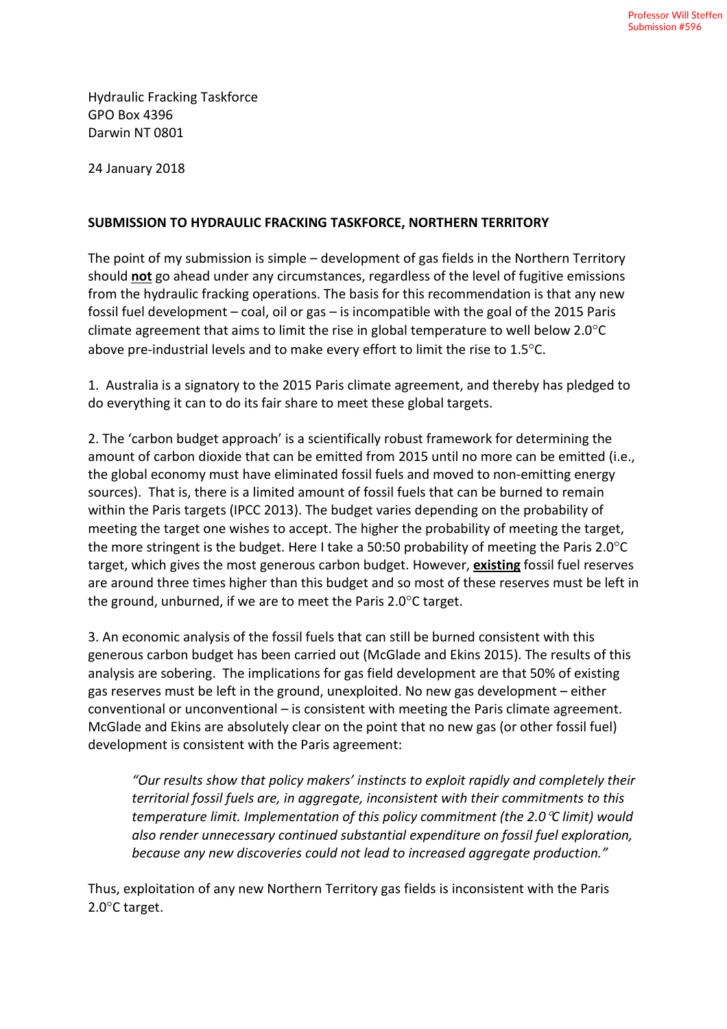Professor Will Steffen
Submission #596

Hydraulic Fracking Taskforce
GPO Box 4396
Darwin NT 0801

24 January 2018

**SUBMISSION TO HYDRAULIC FRACKING TASKFORCE, NORTHERN TERRITORY**

The point of my submission is simple – development of gas fields in the Northern Territory should **not** go ahead under any circumstances, regardless of the level of fugitive emissions from the hydraulic fracking operations. The basis for this recommendation is that any new fossil fuel development – coal, oil or gas – is incompatible with the goal of the 2015 Paris climate agreement that aims to limit the rise in global temperature to well below 2.0°C above pre-industrial levels and to make every effort to limit the rise to 1.5°C.

1. Australia is a signatory to the 2015 Paris climate agreement, and thereby has pledged to do everything it can to do its fair share to meet these global targets.

2. The 'carbon budget approach' is a scientifically robust framework for determining the amount of carbon dioxide that can be emitted from 2015 until no more can be emitted (i.e., the global economy must have eliminated fossil fuels and moved to non-emitting energy sources). That is, there is a limited amount of fossil fuels that can be burned to remain within the Paris targets (IPCC 2013). The budget varies depending on the probability of meeting the target one wishes to accept. The higher the probability of meeting the target, the more stringent is the budget. Here I take a 50:50 probability of meeting the Paris 2.0°C target, which gives the most generous carbon budget. However, **existing** fossil fuel reserves are around three times higher than this budget and so most of these reserves must be left in the ground, unburned, if we are to meet the Paris 2.0°C target.

3. An economic analysis of the fossil fuels that can still be burned consistent with this generous carbon budget has been carried out (McGlade and Ekins 2015). The results of this analysis are sobering. The implications for gas field development are that 50% of existing gas reserves must be left in the ground, unexploited. No new gas development – either conventional or unconventional – is consistent with meeting the Paris climate agreement. McGlade and Ekins are absolutely clear on the point that no new gas (or other fossil fuel) development is consistent with the Paris agreement:

> *"Our results show that policy makers' instincts to exploit rapidly and completely their territorial fossil fuels are, in aggregate, inconsistent with their commitments to this temperature limit. Implementation of this policy commitment (the 2.0°C limit) would also render unnecessary continued substantial expenditure on fossil fuel exploration, because any new discoveries could not lead to increased aggregate production."*

Thus, exploitation of any new Northern Territory gas fields is inconsistent with the Paris 2.0°C target.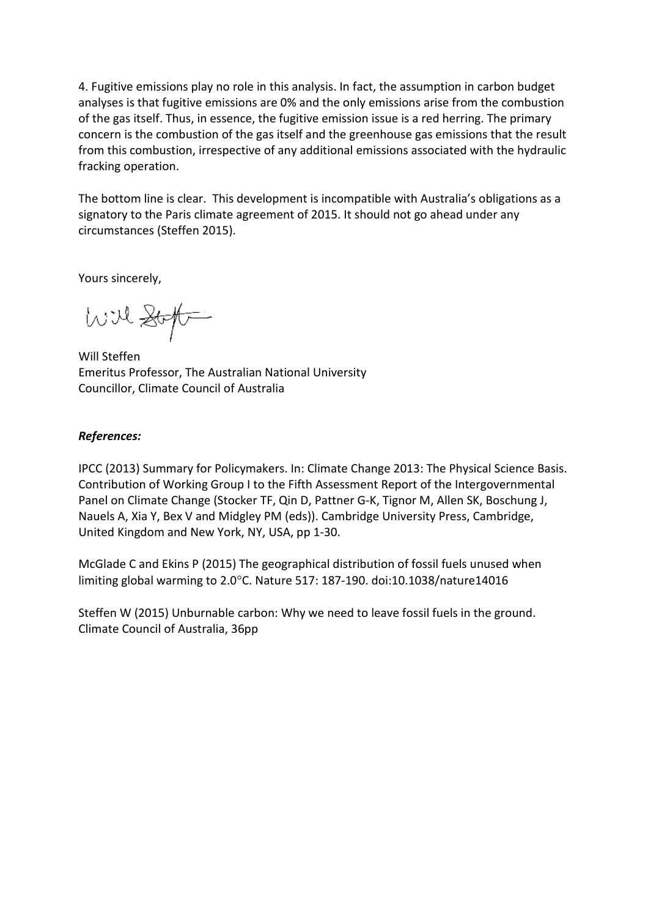4. Fugitive emissions play no role in this analysis. In fact, the assumption in carbon budget analyses is that fugitive emissions are 0% and the only emissions arise from the combustion of the gas itself. Thus, in essence, the fugitive emission issue is a red herring. The primary concern is the combustion of the gas itself and the greenhouse gas emissions that the result from this combustion, irrespective of any additional emissions associated with the hydraulic fracking operation.

The bottom line is clear. This development is incompatible with Australia's obligations as a signatory to the Paris climate agreement of 2015. It should not go ahead under any circumstances (Steffen 2015).

Yours sincerely,

Will Steffen
Emeritus Professor, The Australian National University
Councillor, Climate Council of Australia

***References:***

IPCC (2013) Summary for Policymakers. In: Climate Change 2013: The Physical Science Basis. Contribution of Working Group I to the Fifth Assessment Report of the Intergovernmental Panel on Climate Change (Stocker TF, Qin D, Pattner G-K, Tignor M, Allen SK, Boschung J, Nauels A, Xia Y, Bex V and Midgley PM (eds)). Cambridge University Press, Cambridge, United Kingdom and New York, NY, USA, pp 1-30.

McGlade C and Ekins P (2015) The geographical distribution of fossil fuels unused when limiting global warming to 2.0°C. Nature 517: 187-190. doi:10.1038/nature14016

Steffen W (2015) Unburnable carbon: Why we need to leave fossil fuels in the ground. Climate Council of Australia, 36pp